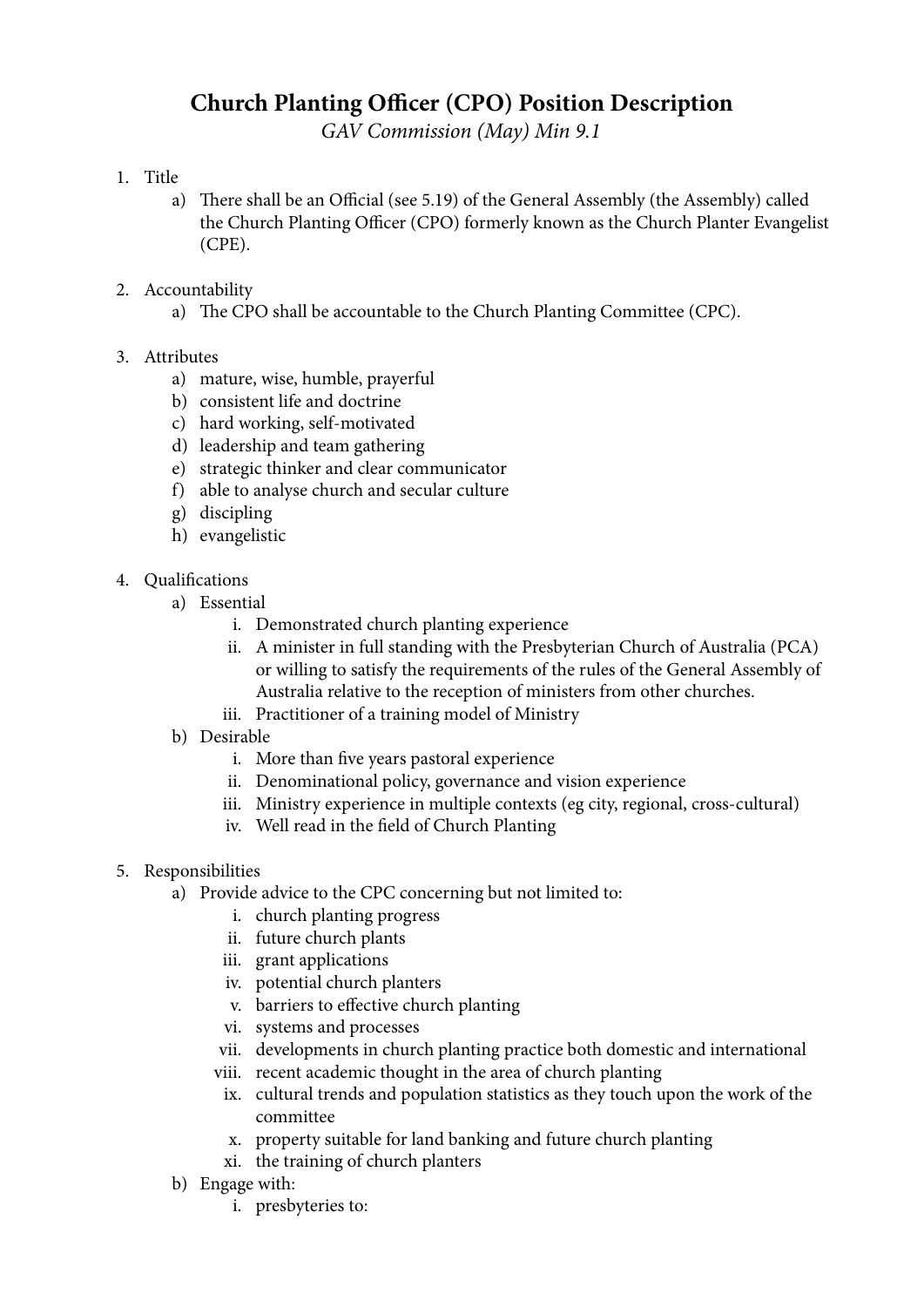# Church Planting Officer (CPO) Position Description

*GAV Commission (May) Min 9.1*

1. Title
   a) There shall be an Official (see 5.19) of the General Assembly (the Assembly) called the Church Planting Officer (CPO) formerly known as the Church Planter Evangelist (CPE).

2. Accountability
   a) The CPO shall be accountable to the Church Planting Committee (CPC).

3. Attributes
   a) mature, wise, humble, prayerful
   b) consistent life and doctrine
   c) hard working, self-motivated
   d) leadership and team gathering
   e) strategic thinker and clear communicator
   f) able to analyse church and secular culture
   g) discipling
   h) evangelistic

4. Qualifications
   a) Essential
      i. Demonstrated church planting experience
      ii. A minister in full standing with the Presbyterian Church of Australia (PCA) or willing to satisfy the requirements of the rules of the General Assembly of Australia relative to the reception of ministers from other churches.
      iii. Practitioner of a training model of Ministry
   b) Desirable
      i. More than five years pastoral experience
      ii. Denominational policy, governance and vision experience
      iii. Ministry experience in multiple contexts (eg city, regional, cross-cultural)
      iv. Well read in the field of Church Planting

5. Responsibilities
   a) Provide advice to the CPC concerning but not limited to:
      i. church planting progress
      ii. future church plants
      iii. grant applications
      iv. potential church planters
      v. barriers to effective church planting
      vi. systems and processes
      vii. developments in church planting practice both domestic and international
      viii. recent academic thought in the area of church planting
      ix. cultural trends and population statistics as they touch upon the work of the committee
      x. property suitable for land banking and future church planting
      xi. the training of church planters
   b) Engage with:
      i. presbyteries to: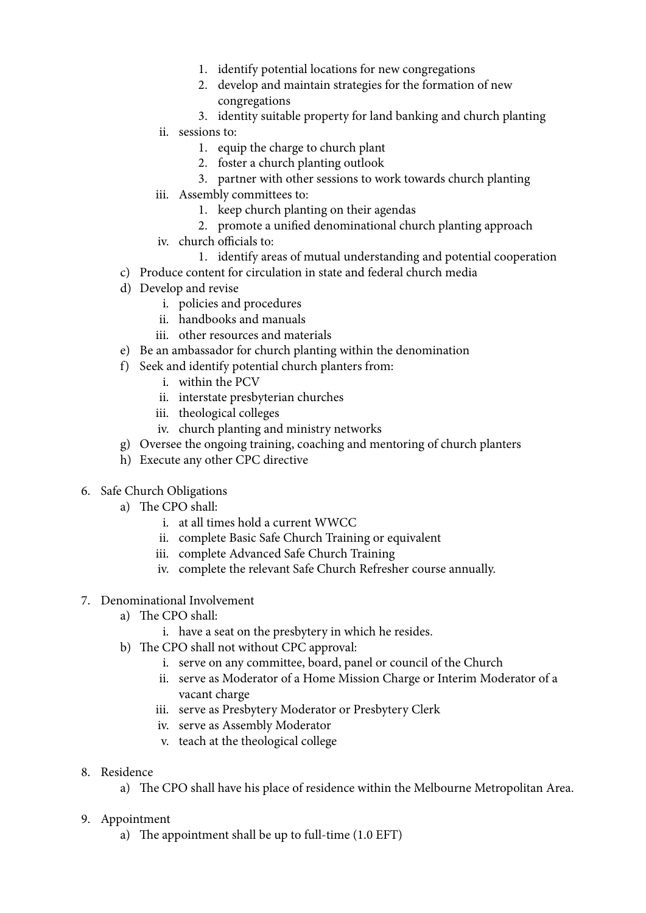1. identify potential locations for new congregations
            2. develop and maintain strategies for the formation of new congregations
            3. identity suitable property for land banking and church planting
      - ii. sessions to:
            1. equip the charge to church plant
            2. foster a church planting outlook
            3. partner with other sessions to work towards church planting
      - iii. Assembly committees to:
            1. keep church planting on their agendas
            2. promote a unified denominational church planting approach
      - iv. church officials to:
            1. identify areas of mutual understanding and potential cooperation
   - c) Produce content for circulation in state and federal church media
   - d) Develop and revise
      - i. policies and procedures
      - ii. handbooks and manuals
      - iii. other resources and materials
   - e) Be an ambassador for church planting within the denomination
   - f) Seek and identify potential church planters from:
      - i. within the PCV
      - ii. interstate presbyterian churches
      - iii. theological colleges
      - iv. church planting and ministry networks
   - g) Oversee the ongoing training, coaching and mentoring of church planters
   - h) Execute any other CPC directive

6. Safe Church Obligations
   - a) The CPO shall:
      - i. at all times hold a current WWCC
      - ii. complete Basic Safe Church Training or equivalent
      - iii. complete Advanced Safe Church Training
      - iv. complete the relevant Safe Church Refresher course annually.

7. Denominational Involvement
   - a) The CPO shall:
      - i. have a seat on the presbytery in which he resides.
   - b) The CPO shall not without CPC approval:
      - i. serve on any committee, board, panel or council of the Church
      - ii. serve as Moderator of a Home Mission Charge or Interim Moderator of a vacant charge
      - iii. serve as Presbytery Moderator or Presbytery Clerk
      - iv. serve as Assembly Moderator
      - v. teach at the theological college

8. Residence
   - a) The CPO shall have his place of residence within the Melbourne Metropolitan Area.

9. Appointment
   - a) The appointment shall be up to full-time (1.0 EFT)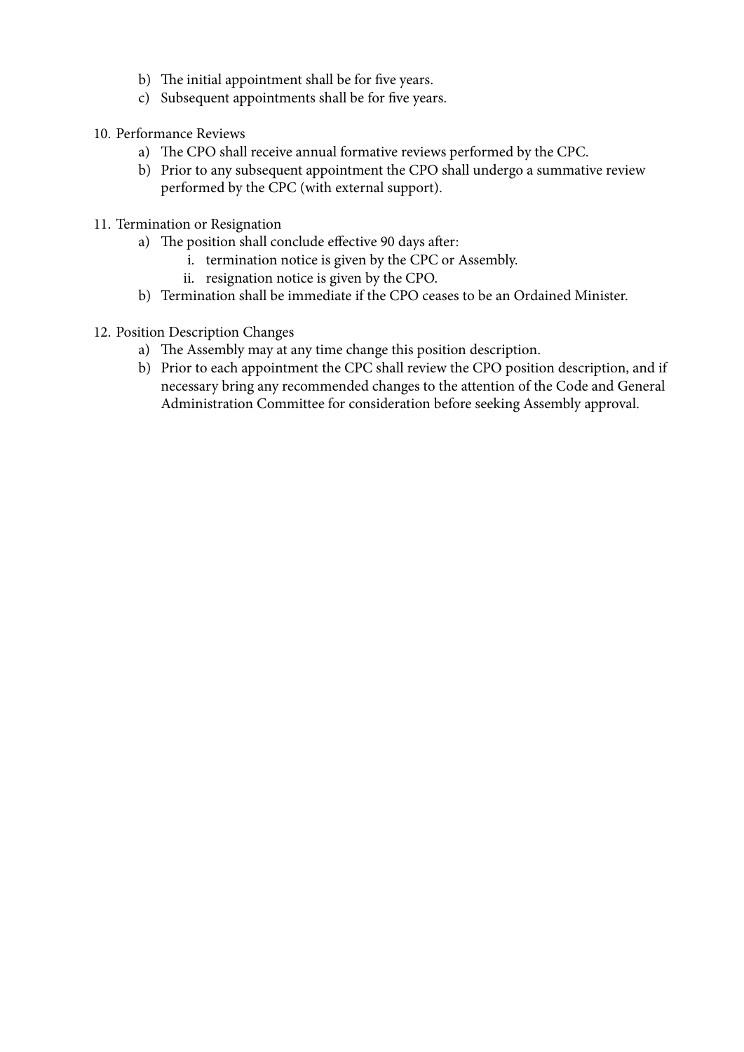b) The initial appointment shall be for five years.
c) Subsequent appointments shall be for five years.

10. Performance Reviews
    a) The CPO shall receive annual formative reviews performed by the CPC.
    b) Prior to any subsequent appointment the CPO shall undergo a summative review performed by the CPC (with external support).

11. Termination or Resignation
    a) The position shall conclude effective 90 days after:
        i. termination notice is given by the CPC or Assembly.
        ii. resignation notice is given by the CPO.
    b) Termination shall be immediate if the CPO ceases to be an Ordained Minister.

12. Position Description Changes
    a) The Assembly may at any time change this position description.
    b) Prior to each appointment the CPC shall review the CPO position description, and if necessary bring any recommended changes to the attention of the Code and General Administration Committee for consideration before seeking Assembly approval.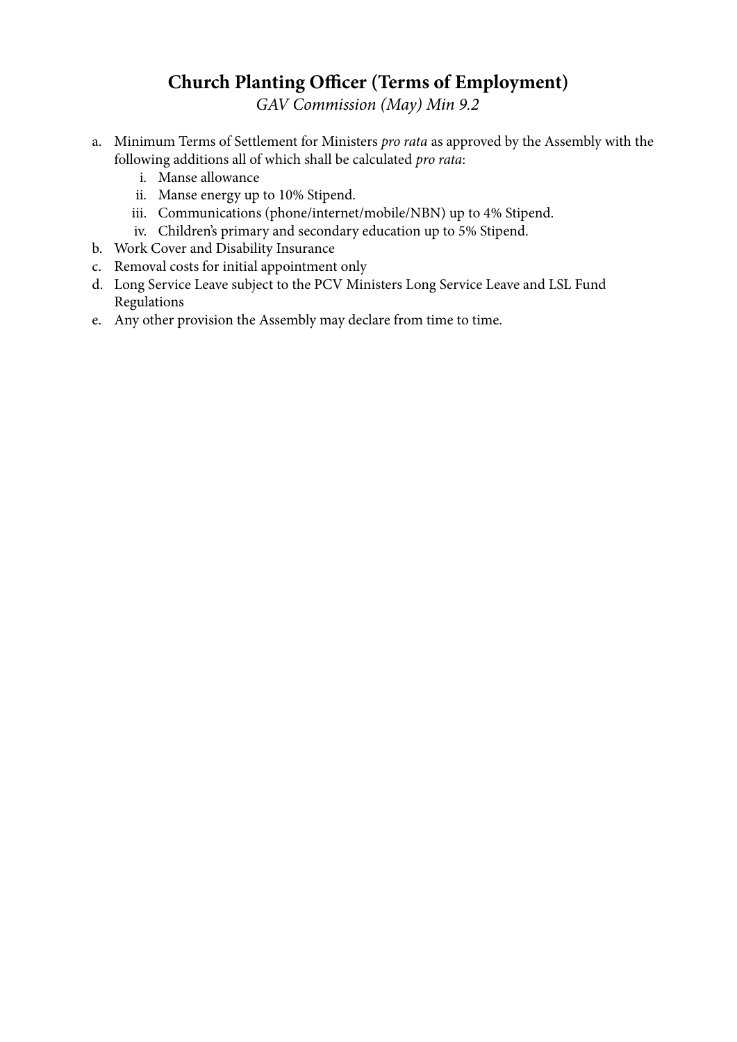## **Church Planting Officer (Terms of Employment)**

*GAV Commission (May) Min 9.2*

a. Minimum Terms of Settlement for Ministers *pro rata* as approved by the Assembly with the following additions all of which shall be calculated *pro rata*:
   i. Manse allowance
   ii. Manse energy up to 10% Stipend.
   iii. Communications (phone/internet/mobile/NBN) up to 4% Stipend.
   iv. Children's primary and secondary education up to 5% Stipend.

b. Work Cover and Disability Insurance

c. Removal costs for initial appointment only

d. Long Service Leave subject to the PCV Ministers Long Service Leave and LSL Fund Regulations

e. Any other provision the Assembly may declare from time to time.